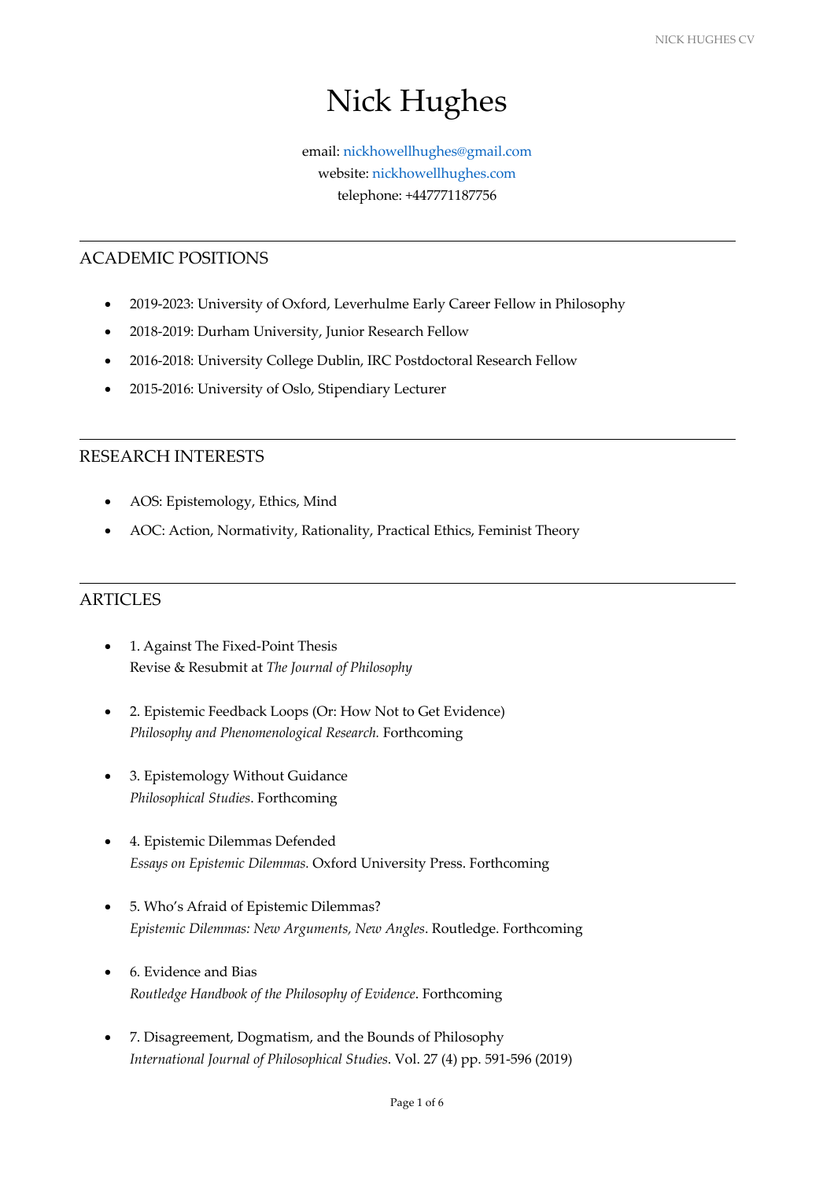# Nick Hughes

email: nickhowellhughes@gmail.com
website: nickhowellhughes.com
telephone: +447771187756

---

## ACADEMIC POSITIONS

- 2019-2023: University of Oxford, Leverhulme Early Career Fellow in Philosophy
- 2018-2019: Durham University, Junior Research Fellow
- 2016-2018: University College Dublin, IRC Postdoctoral Research Fellow
- 2015-2016: University of Oslo, Stipendiary Lecturer

---

## RESEARCH INTERESTS

- AOS: Epistemology, Ethics, Mind
- AOC: Action, Normativity, Rationality, Practical Ethics, Feminist Theory

---

## ARTICLES

- 1. Against The Fixed-Point Thesis
  Revise & Resubmit at *The Journal of Philosophy*

- 2. Epistemic Feedback Loops (Or: How Not to Get Evidence)
  *Philosophy and Phenomenological Research.* Forthcoming

- 3. Epistemology Without Guidance
  *Philosophical Studies*. Forthcoming

- 4. Epistemic Dilemmas Defended
  *Essays on Epistemic Dilemmas.* Oxford University Press. Forthcoming

- 5. Who's Afraid of Epistemic Dilemmas?
  *Epistemic Dilemmas: New Arguments, New Angles*. Routledge. Forthcoming

- 6. Evidence and Bias
  *Routledge Handbook of the Philosophy of Evidence*. Forthcoming

- 7. Disagreement, Dogmatism, and the Bounds of Philosophy
  *International Journal of Philosophical Studies*. Vol. 27 (4) pp. 591-596 (2019)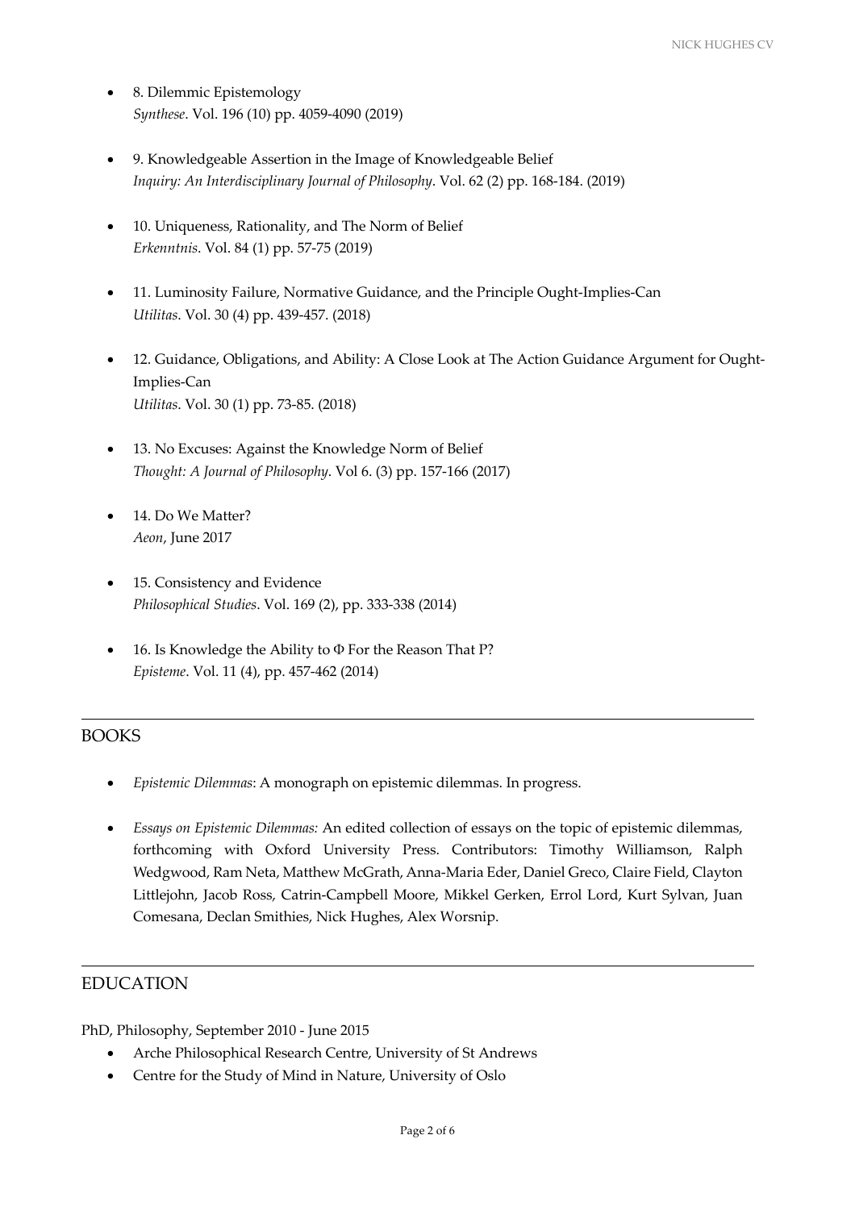- 8. Dilemmic Epistemology
  *Synthese*. Vol. 196 (10) pp. 4059-4090 (2019)

- 9. Knowledgeable Assertion in the Image of Knowledgeable Belief
  *Inquiry: An Interdisciplinary Journal of Philosophy*. Vol. 62 (2) pp. 168-184. (2019)

- 10. Uniqueness, Rationality, and The Norm of Belief
  *Erkenntnis*. Vol. 84 (1) pp. 57-75 (2019)

- 11. Luminosity Failure, Normative Guidance, and the Principle Ought-Implies-Can
  *Utilitas*. Vol. 30 (4) pp. 439-457. (2018)

- 12. Guidance, Obligations, and Ability: A Close Look at The Action Guidance Argument for Ought-Implies-Can
  *Utilitas*. Vol. 30 (1) pp. 73-85. (2018)

- 13. No Excuses: Against the Knowledge Norm of Belief
  *Thought: A Journal of Philosophy*. Vol 6. (3) pp. 157-166 (2017)

- 14. Do We Matter?
  *Aeon*, June 2017

- 15. Consistency and Evidence
  *Philosophical Studies*. Vol. 169 (2), pp. 333-338 (2014)

- 16. Is Knowledge the Ability to Φ For the Reason That P?
  *Episteme*. Vol. 11 (4), pp. 457-462 (2014)

## BOOKS

- *Epistemic Dilemmas*: A monograph on epistemic dilemmas. In progress.

- *Essays on Epistemic Dilemmas:* An edited collection of essays on the topic of epistemic dilemmas, forthcoming with Oxford University Press. Contributors: Timothy Williamson, Ralph Wedgwood, Ram Neta, Matthew McGrath, Anna-Maria Eder, Daniel Greco, Claire Field, Clayton Littlejohn, Jacob Ross, Catrin-Campbell Moore, Mikkel Gerken, Errol Lord, Kurt Sylvan, Juan Comesana, Declan Smithies, Nick Hughes, Alex Worsnip.

## EDUCATION

PhD, Philosophy, September 2010 - June 2015

- Arche Philosophical Research Centre, University of St Andrews
- Centre for the Study of Mind in Nature, University of Oslo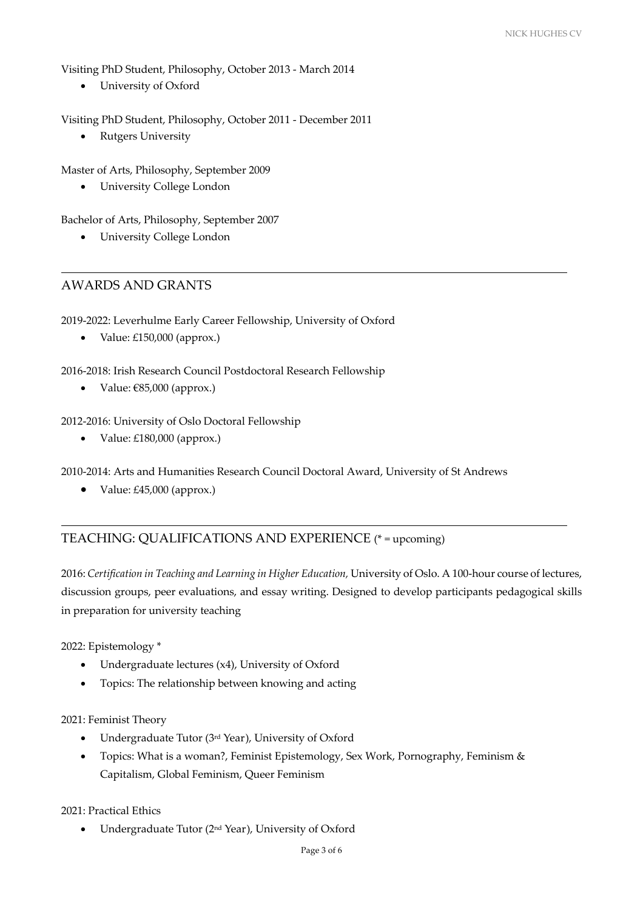Visiting PhD Student, Philosophy, October 2013 - March 2014

- University of Oxford

Visiting PhD Student, Philosophy, October 2011 - December 2011

- Rutgers University

Master of Arts, Philosophy, September 2009

- University College London

Bachelor of Arts, Philosophy, September 2007

- University College London

---

## AWARDS AND GRANTS

2019-2022: Leverhulme Early Career Fellowship, University of Oxford

- Value: £150,000 (approx.)

2016-2018: Irish Research Council Postdoctoral Research Fellowship

- Value: €85,000 (approx.)

2012-2016: University of Oslo Doctoral Fellowship

- Value: £180,000 (approx.)

2010-2014: Arts and Humanities Research Council Doctoral Award, University of St Andrews

- Value: £45,000 (approx.)

---

## TEACHING: QUALIFICATIONS AND EXPERIENCE (* = upcoming)

2016: *Certification in Teaching and Learning in Higher Education,* University of Oslo. A 100-hour course of lectures, discussion groups, peer evaluations, and essay writing. Designed to develop participants pedagogical skills in preparation for university teaching

2022: Epistemology *

- Undergraduate lectures (x4), University of Oxford
- Topics: The relationship between knowing and acting

2021: Feminist Theory

- Undergraduate Tutor (3rd Year), University of Oxford
- Topics: What is a woman?, Feminist Epistemology, Sex Work, Pornography, Feminism & Capitalism, Global Feminism, Queer Feminism

2021: Practical Ethics

- Undergraduate Tutor (2nd Year), University of Oxford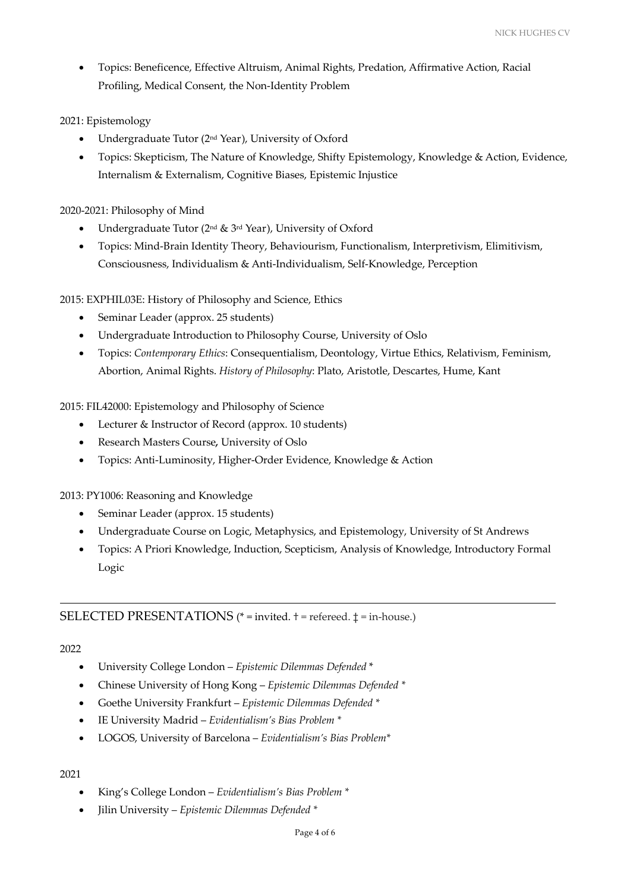- Topics: Beneficence, Effective Altruism, Animal Rights, Predation, Affirmative Action, Racial Profiling, Medical Consent, the Non-Identity Problem

2021: Epistemology

- Undergraduate Tutor (2nd Year), University of Oxford
- Topics: Skepticism, The Nature of Knowledge, Shifty Epistemology, Knowledge & Action, Evidence, Internalism & Externalism, Cognitive Biases, Epistemic Injustice

2020-2021: Philosophy of Mind

- Undergraduate Tutor (2nd & 3rd Year), University of Oxford
- Topics: Mind-Brain Identity Theory, Behaviourism, Functionalism, Interpretivism, Elimitivism, Consciousness, Individualism & Anti-Individualism, Self-Knowledge, Perception

2015: EXPHIL03E: History of Philosophy and Science, Ethics

- Seminar Leader (approx. 25 students)
- Undergraduate Introduction to Philosophy Course, University of Oslo
- Topics: *Contemporary Ethics*: Consequentialism, Deontology, Virtue Ethics, Relativism, Feminism, Abortion, Animal Rights. *History of Philosophy*: Plato, Aristotle, Descartes, Hume, Kant

2015: FIL42000: Epistemology and Philosophy of Science

- Lecturer & Instructor of Record (approx. 10 students)
- Research Masters Course, University of Oslo
- Topics: Anti-Luminosity, Higher-Order Evidence, Knowledge & Action

2013: PY1006: Reasoning and Knowledge

- Seminar Leader (approx. 15 students)
- Undergraduate Course on Logic, Metaphysics, and Epistemology, University of St Andrews
- Topics: A Priori Knowledge, Induction, Scepticism, Analysis of Knowledge, Introductory Formal Logic

---

## SELECTED PRESENTATIONS (* = invited. † = refereed. ‡ = in-house.)

2022

- University College London – *Epistemic Dilemmas Defended* *
- Chinese University of Hong Kong – *Epistemic Dilemmas Defended* *
- Goethe University Frankfurt – *Epistemic Dilemmas Defended* *
- IE University Madrid – *Evidentialism's Bias Problem* *
- LOGOS, University of Barcelona – *Evidentialism's Bias Problem**

2021

- King's College London – *Evidentialism's Bias Problem* *
- Jilin University – *Epistemic Dilemmas Defended* *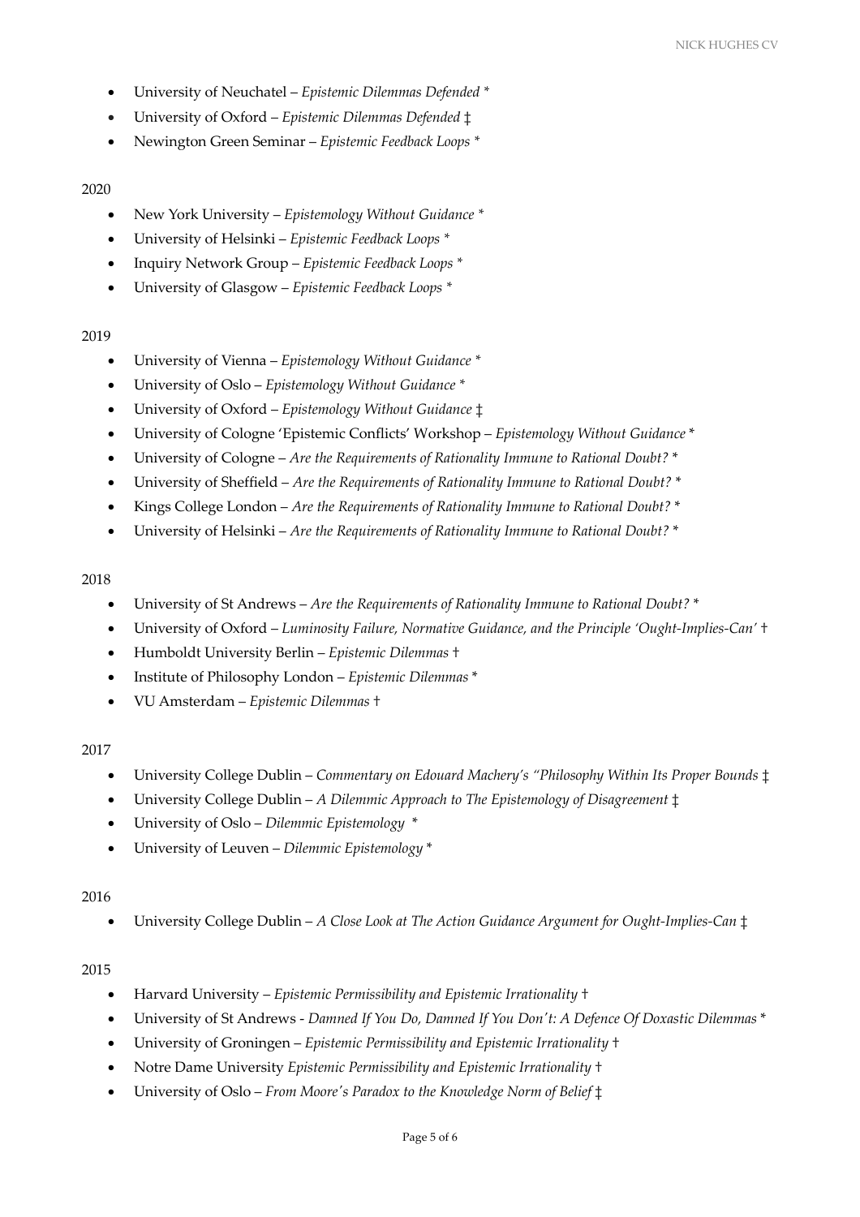- University of Neuchatel – *Epistemic Dilemmas Defended* *
- University of Oxford – *Epistemic Dilemmas Defended* ‡
- Newington Green Seminar – *Epistemic Feedback Loops* *

2020

- New York University – *Epistemology Without Guidance* *
- University of Helsinki – *Epistemic Feedback Loops* *
- Inquiry Network Group – *Epistemic Feedback Loops* *
- University of Glasgow – *Epistemic Feedback Loops* *

2019

- University of Vienna – *Epistemology Without Guidance* *
- University of Oslo – *Epistemology Without Guidance* *
- University of Oxford – *Epistemology Without Guidance* ‡
- University of Cologne 'Epistemic Conflicts' Workshop – *Epistemology Without Guidance* *
- University of Cologne – *Are the Requirements of Rationality Immune to Rational Doubt?* *
- University of Sheffield – *Are the Requirements of Rationality Immune to Rational Doubt?* *
- Kings College London – *Are the Requirements of Rationality Immune to Rational Doubt?* *
- University of Helsinki – *Are the Requirements of Rationality Immune to Rational Doubt?* *

2018

- University of St Andrews – *Are the Requirements of Rationality Immune to Rational Doubt?* *
- University of Oxford – *Luminosity Failure, Normative Guidance, and the Principle 'Ought-Implies-Can'* †
- Humboldt University Berlin – *Epistemic Dilemmas* †
- Institute of Philosophy London – *Epistemic Dilemmas* *
- VU Amsterdam – *Epistemic Dilemmas* †

2017

- University College Dublin – *Commentary on Edouard Machery's "Philosophy Within Its Proper Bounds* ‡
- University College Dublin – *A Dilemmic Approach to The Epistemology of Disagreement* ‡
- University of Oslo – *Dilemmic Epistemology* *
- University of Leuven – *Dilemmic Epistemology* *

2016

- University College Dublin – *A Close Look at The Action Guidance Argument for Ought-Implies-Can* ‡

2015

- Harvard University – *Epistemic Permissibility and Epistemic Irrationality* †
- University of St Andrews - *Damned If You Do, Damned If You Don't: A Defence Of Doxastic Dilemmas* *
- University of Groningen – *Epistemic Permissibility and Epistemic Irrationality* †
- Notre Dame University *Epistemic Permissibility and Epistemic Irrationality* †
- University of Oslo – *From Moore's Paradox to the Knowledge Norm of Belief* ‡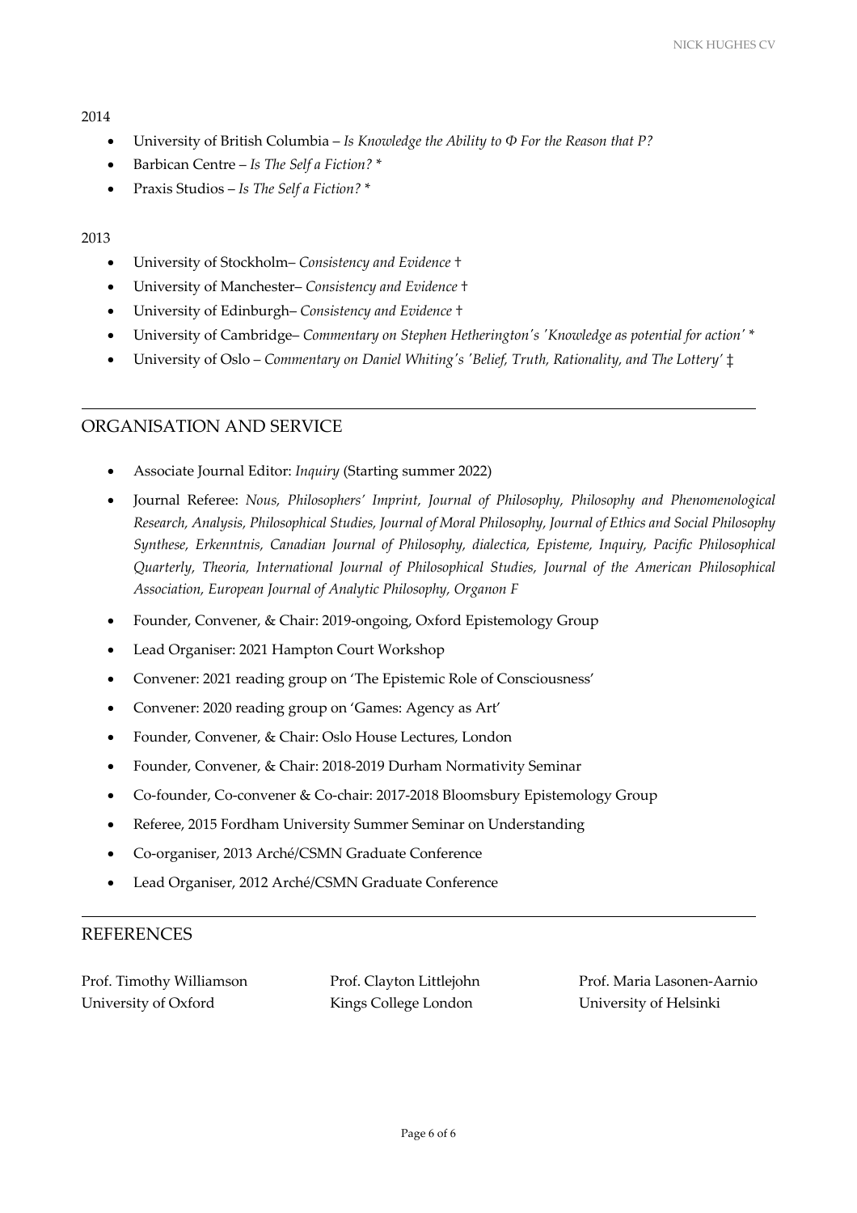2014

- University of British Columbia – *Is Knowledge the Ability to Φ For the Reason that P?*
- Barbican Centre – *Is The Self a Fiction?* *
- Praxis Studios – *Is The Self a Fiction?* *

2013

- University of Stockholm– *Consistency and Evidence* †
- University of Manchester– *Consistency and Evidence* †
- University of Edinburgh– *Consistency and Evidence* †
- University of Cambridge– *Commentary on Stephen Hetherington's 'Knowledge as potential for action'* *
- University of Oslo – *Commentary on Daniel Whiting's 'Belief, Truth, Rationality, and The Lottery'* ‡

## ORGANISATION AND SERVICE

- Associate Journal Editor: *Inquiry* (Starting summer 2022)
- Journal Referee: *Nous, Philosophers' Imprint, Journal of Philosophy, Philosophy and Phenomenological Research, Analysis, Philosophical Studies, Journal of Moral Philosophy, Journal of Ethics and Social Philosophy Synthese, Erkenntnis, Canadian Journal of Philosophy, dialectica, Episteme, Inquiry, Pacific Philosophical Quarterly, Theoria, International Journal of Philosophical Studies, Journal of the American Philosophical Association, European Journal of Analytic Philosophy, Organon F*
- Founder, Convener, & Chair: 2019-ongoing, Oxford Epistemology Group
- Lead Organiser: 2021 Hampton Court Workshop
- Convener: 2021 reading group on 'The Epistemic Role of Consciousness'
- Convener: 2020 reading group on 'Games: Agency as Art'
- Founder, Convener, & Chair: Oslo House Lectures, London
- Founder, Convener, & Chair: 2018-2019 Durham Normativity Seminar
- Co-founder, Co-convener & Co-chair: 2017-2018 Bloomsbury Epistemology Group
- Referee, 2015 Fordham University Summer Seminar on Understanding
- Co-organiser, 2013 Arché/CSMN Graduate Conference
- Lead Organiser, 2012 Arché/CSMN Graduate Conference

## REFERENCES

Prof. Timothy Williamson
University of Oxford

Prof. Clayton Littlejohn
Kings College London

Prof. Maria Lasonen-Aarnio
University of Helsinki